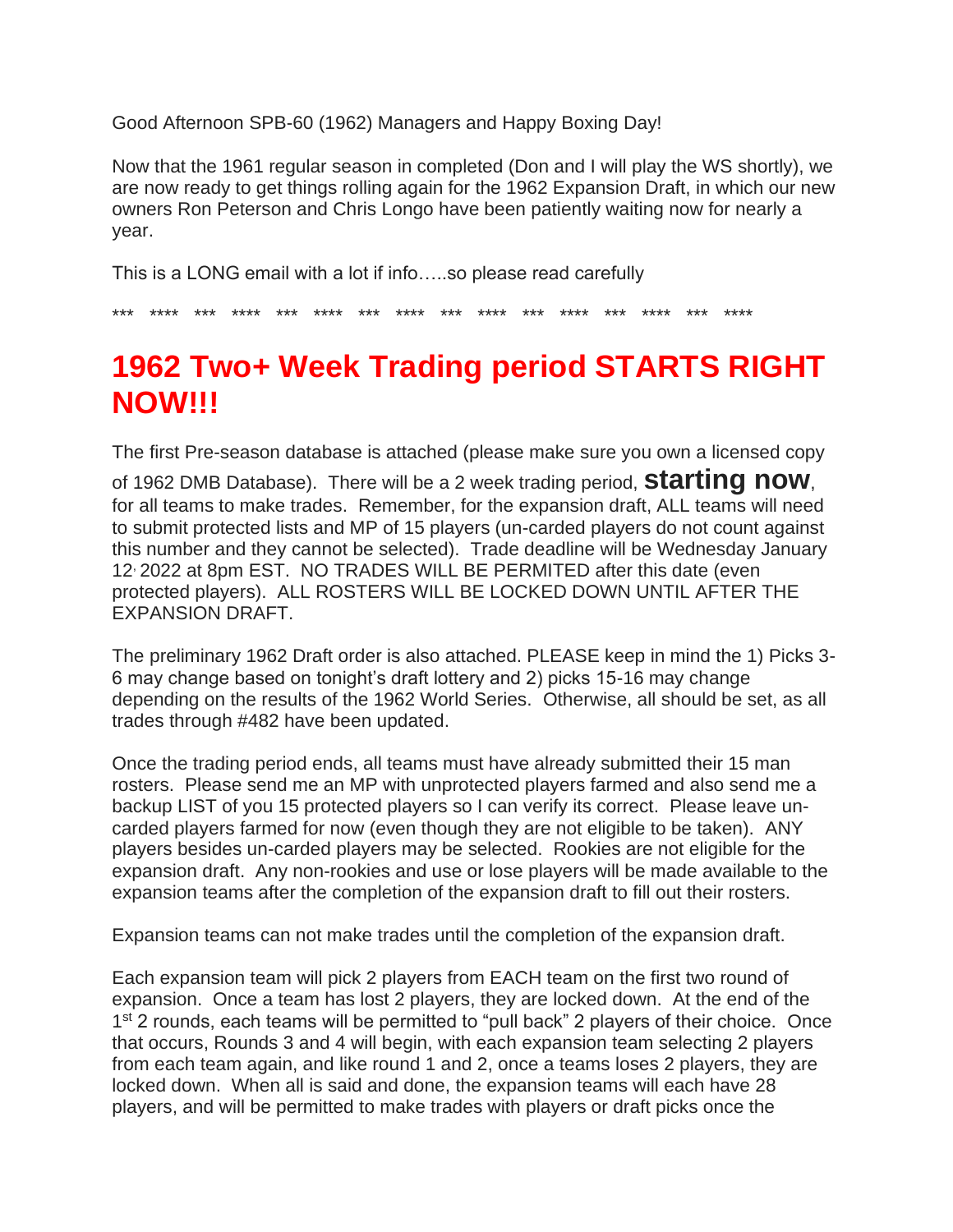Good Afternoon SPB-60 (1962) Managers and Happy Boxing Day!

Now that the 1961 regular season in completed (Don and I will play the WS shortly), we are now ready to get things rolling again for the 1962 Expansion Draft, in which our new owners Ron Peterson and Chris Longo have been patiently waiting now for nearly a year.

This is a LONG email with a lot if info…..so please read carefully

*** **** *** **** *** **** *** **** *** **** *** **** *** **** *** ****

# 1962 Two+ Week Trading period STARTS RIGHT NOW!!!

The first Pre-season database is attached (please make sure you own a licensed copy of 1962 DMB Database). There will be a 2 week trading period, **starting now**, for all teams to make trades. Remember, for the expansion draft, ALL teams will need to submit protected lists and MP of 15 players (un-carded players do not count against this number and they cannot be selected). Trade deadline will be Wednesday January 12, 2022 at 8pm EST. NO TRADES WILL BE PERMITED after this date (even protected players). ALL ROSTERS WILL BE LOCKED DOWN UNTIL AFTER THE EXPANSION DRAFT.

The preliminary 1962 Draft order is also attached. PLEASE keep in mind the 1) Picks 3-6 may change based on tonight's draft lottery and 2) picks 15-16 may change depending on the results of the 1962 World Series. Otherwise, all should be set, as all trades through #482 have been updated.

Once the trading period ends, all teams must have already submitted their 15 man rosters. Please send me an MP with unprotected players farmed and also send me a backup LIST of you 15 protected players so I can verify its correct. Please leave un-carded players farmed for now (even though they are not eligible to be taken). ANY players besides un-carded players may be selected. Rookies are not eligible for the expansion draft. Any non-rookies and use or lose players will be made available to the expansion teams after the completion of the expansion draft to fill out their rosters.

Expansion teams can not make trades until the completion of the expansion draft.

Each expansion team will pick 2 players from EACH team on the first two round of expansion. Once a team has lost 2 players, they are locked down. At the end of the 1st 2 rounds, each teams will be permitted to "pull back" 2 players of their choice. Once that occurs, Rounds 3 and 4 will begin, with each expansion team selecting 2 players from each team again, and like round 1 and 2, once a teams loses 2 players, they are locked down. When all is said and done, the expansion teams will each have 28 players, and will be permitted to make trades with players or draft picks once the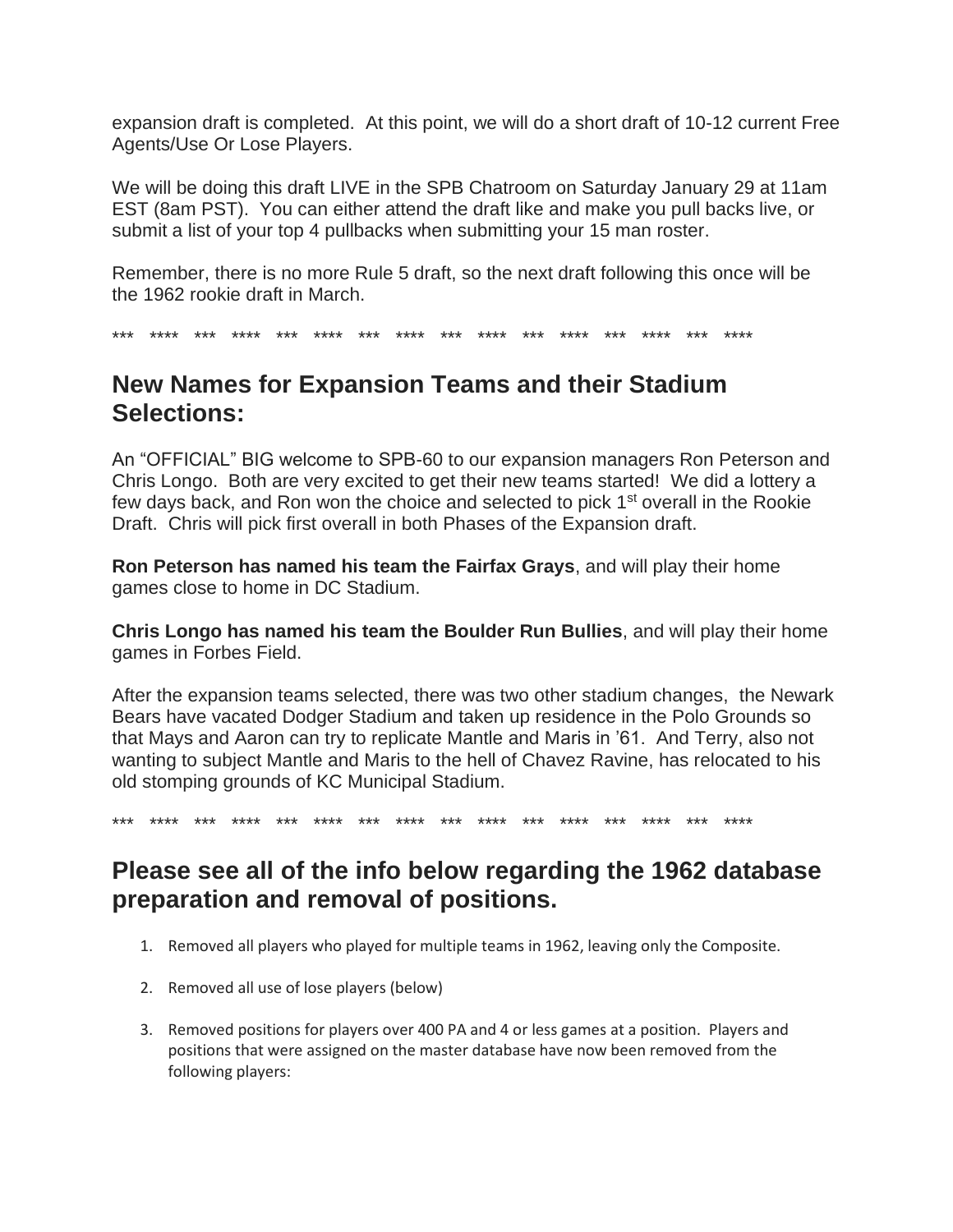expansion draft is completed. At this point, we will do a short draft of 10-12 current Free Agents/Use Or Lose Players.

We will be doing this draft LIVE in the SPB Chatroom on Saturday January 29 at 11am EST (8am PST). You can either attend the draft like and make you pull backs live, or submit a list of your top 4 pullbacks when submitting your 15 man roster.

Remember, there is no more Rule 5 draft, so the next draft following this once will be the 1962 rookie draft in March.

*** **** *** **** *** **** *** **** *** **** *** **** *** **** *** ****

## New Names for Expansion Teams and their Stadium Selections:

An “OFFICIAL” BIG welcome to SPB-60 to our expansion managers Ron Peterson and Chris Longo. Both are very excited to get their new teams started! We did a lottery a few days back, and Ron won the choice and selected to pick 1st overall in the Rookie Draft. Chris will pick first overall in both Phases of the Expansion draft.

**Ron Peterson has named his team the Fairfax Grays**, and will play their home games close to home in DC Stadium.

**Chris Longo has named his team the Boulder Run Bullies**, and will play their home games in Forbes Field.

After the expansion teams selected, there was two other stadium changes, the Newark Bears have vacated Dodger Stadium and taken up residence in the Polo Grounds so that Mays and Aaron can try to replicate Mantle and Maris in ’61. And Terry, also not wanting to subject Mantle and Maris to the hell of Chavez Ravine, has relocated to his old stomping grounds of KC Municipal Stadium.

*** **** *** **** *** **** *** **** *** **** *** **** *** **** *** ****

## Please see all of the info below regarding the 1962 database preparation and removal of positions.

1. Removed all players who played for multiple teams in 1962, leaving only the Composite.
2. Removed all use of lose players (below)
3. Removed positions for players over 400 PA and 4 or less games at a position. Players and positions that were assigned on the master database have now been removed from the following players: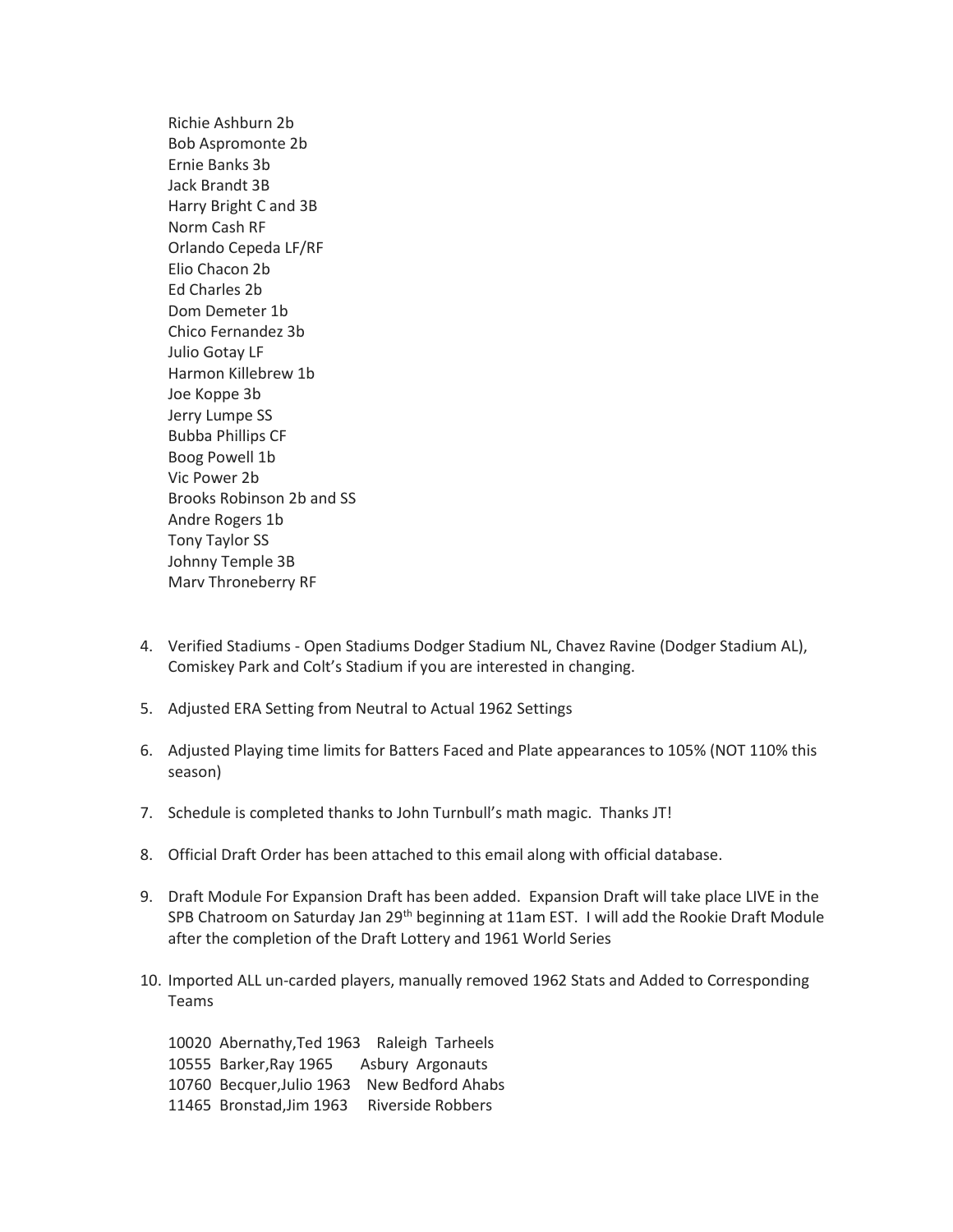Richie Ashburn 2b  
Bob Aspromonte 2b  
Ernie Banks 3b  
Jack Brandt 3B  
Harry Bright C and 3B  
Norm Cash RF  
Orlando Cepeda LF/RF  
Elio Chacon 2b  
Ed Charles 2b  
Dom Demeter 1b  
Chico Fernandez 3b  
Julio Gotay LF  
Harmon Killebrew 1b  
Joe Koppe 3b  
Jerry Lumpe SS  
Bubba Phillips CF  
Boog Powell 1b  
Vic Power 2b  
Brooks Robinson 2b and SS  
Andre Rogers 1b  
Tony Taylor SS  
Johnny Temple 3B  
Marv Throneberry RF

4. Verified Stadiums - Open Stadiums Dodger Stadium NL, Chavez Ravine (Dodger Stadium AL), Comiskey Park and Colt's Stadium if you are interested in changing.

5. Adjusted ERA Setting from Neutral to Actual 1962 Settings

6. Adjusted Playing time limits for Batters Faced and Plate appearances to 105% (NOT 110% this season)

7. Schedule is completed thanks to John Turnbull's math magic. Thanks JT!

8. Official Draft Order has been attached to this email along with official database.

9. Draft Module For Expansion Draft has been added. Expansion Draft will take place LIVE in the SPB Chatroom on Saturday Jan 29th beginning at 11am EST. I will add the Rookie Draft Module after the completion of the Draft Lottery and 1961 World Series

10. Imported ALL un-carded players, manually removed 1962 Stats and Added to Corresponding Teams

    10020 Abernathy,Ted 1963 Raleigh Tarheels  
    10555 Barker,Ray 1965 Asbury Argonauts  
    10760 Becquer,Julio 1963 New Bedford Ahabs  
    11465 Bronstad,Jim 1963 Riverside Robbers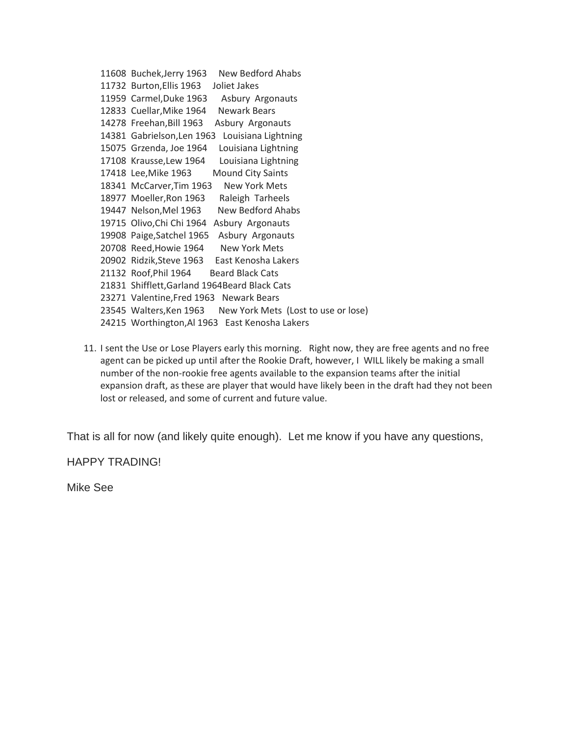11608 Buchek,Jerry 1963 New Bedford Ahabs
11732 Burton,Ellis 1963 Joliet Jakes
11959 Carmel,Duke 1963 Asbury Argonauts
12833 Cuellar,Mike 1964 Newark Bears
14278 Freehan,Bill 1963 Asbury Argonauts
14381 Gabrielson,Len 1963 Louisiana Lightning
15075 Grzenda, Joe 1964 Louisiana Lightning
17108 Krausse,Lew 1964 Louisiana Lightning
17418 Lee,Mike 1963 Mound City Saints
18341 McCarver,Tim 1963 New York Mets
18977 Moeller,Ron 1963 Raleigh Tarheels
19447 Nelson,Mel 1963 New Bedford Ahabs
19715 Olivo,Chi Chi 1964 Asbury Argonauts
19908 Paige,Satchel 1965 Asbury Argonauts
20708 Reed,Howie 1964 New York Mets
20902 Ridzik,Steve 1963 East Kenosha Lakers
21132 Roof,Phil 1964 Beard Black Cats
21831 Shifflett,Garland 1964Beard Black Cats
23271 Valentine,Fred 1963 Newark Bears
23545 Walters,Ken 1963 New York Mets (Lost to use or lose)
24215 Worthington,Al 1963 East Kenosha Lakers

11. I sent the Use or Lose Players early this morning. Right now, they are free agents and no free agent can be picked up until after the Rookie Draft, however, I WILL likely be making a small number of the non-rookie free agents available to the expansion teams after the initial expansion draft, as these are player that would have likely been in the draft had they not been lost or released, and some of current and future value.

That is all for now (and likely quite enough). Let me know if you have any questions,

HAPPY TRADING!

Mike See